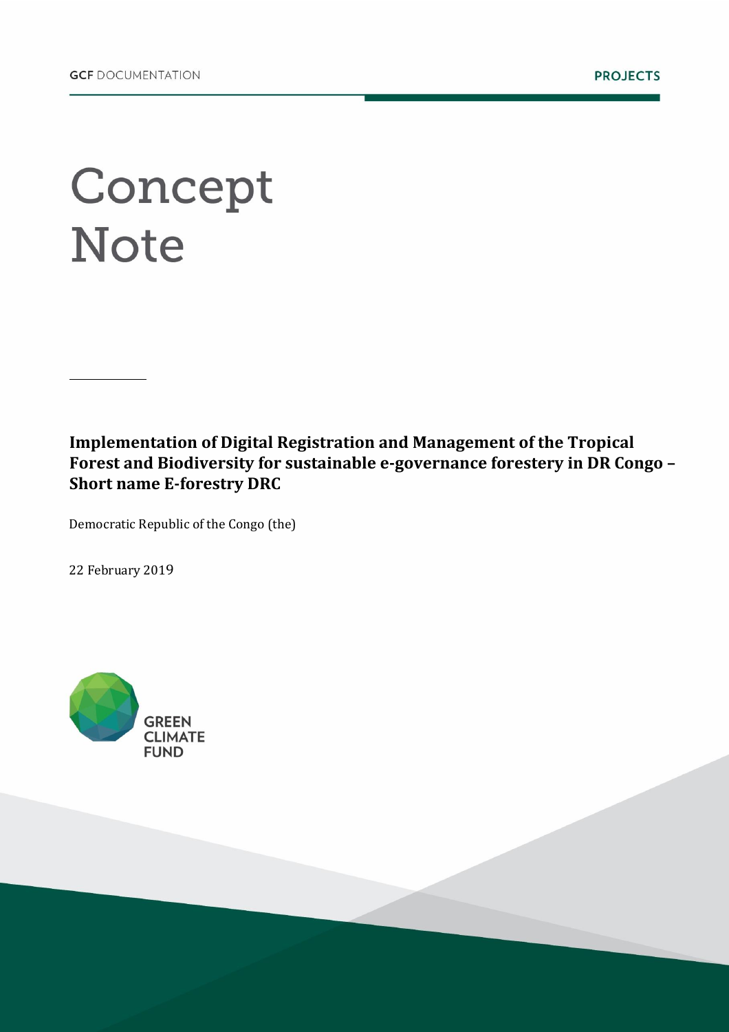GCF DOCUMENTATION

PROJECTS

# Concept Note

**Implementation of Digital Registration and Management of the Tropical Forest and Biodiversity for sustainable e-governance forestery in DR Congo – Short name E-forestry DRC**

Democratic Republic of the Congo (the)

22 February 2019

GREEN CLIMATE FUND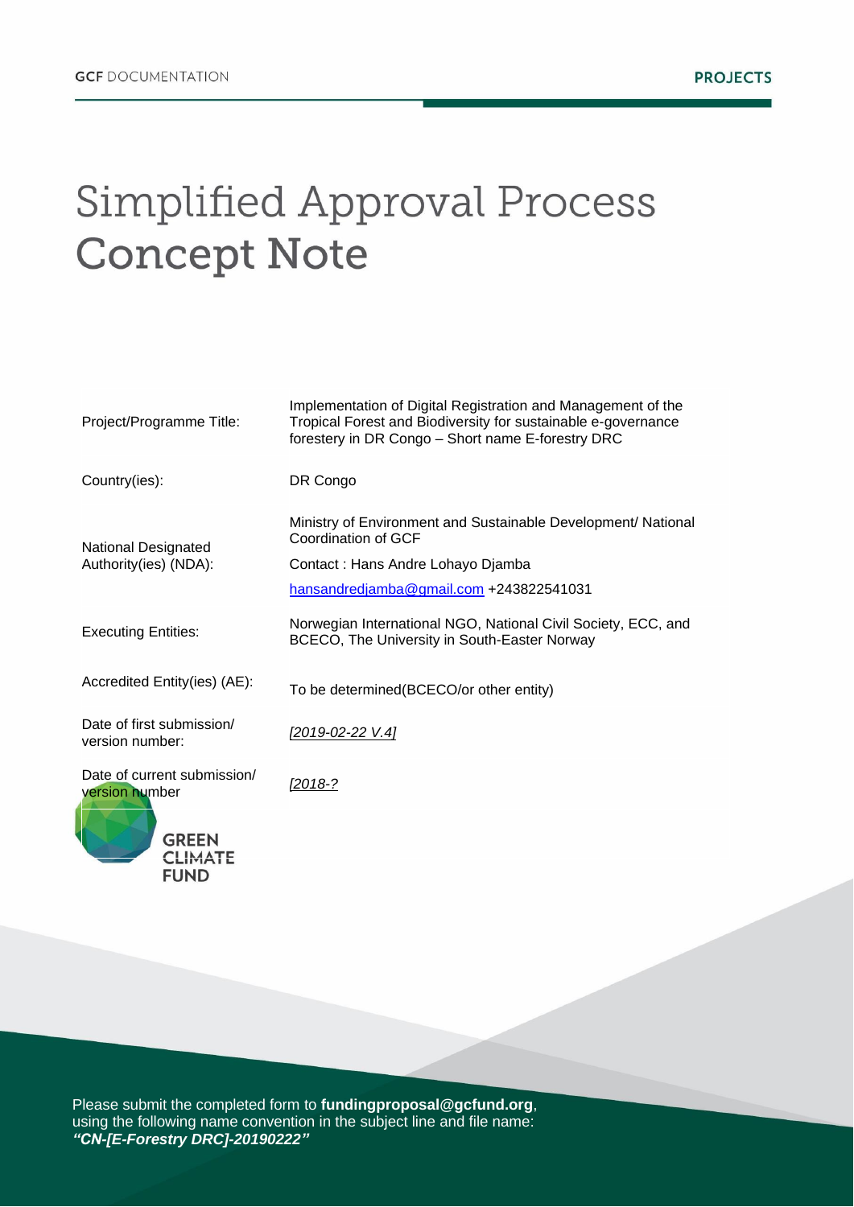GCF DOCUMENTATION

PROJECTS

# Simplified Approval Process Concept Note

| | |
|---|---|
| Project/Programme Title: | Implementation of Digital Registration and Management of the Tropical Forest and Biodiversity for sustainable e-governance forestery in DR Congo – Short name E-forestry DRC |
| Country(ies): | DR Congo |
| National Designated Authority(ies) (NDA): | Ministry of Environment and Sustainable Development/ National Coordination of GCF<br>Contact : Hans Andre Lohayo Djamba<br>hansandredjamba@gmail.com +243822541031 |
| Executing Entities: | Norwegian International NGO, National Civil Society, ECC, and BCECO, The University in South-Easter Norway |
| Accredited Entity(ies) (AE): | To be determined(BCECO/or other entity) |
| Date of first submission/ version number: | *[2019-02-22 V.4]* |
| Date of current submission/ version number | *[2018-?* |

Please submit the completed form to **fundingproposal@gcfund.org**, using the following name convention in the subject line and file name: ***"CN-[E-Forestry DRC]-20190222"***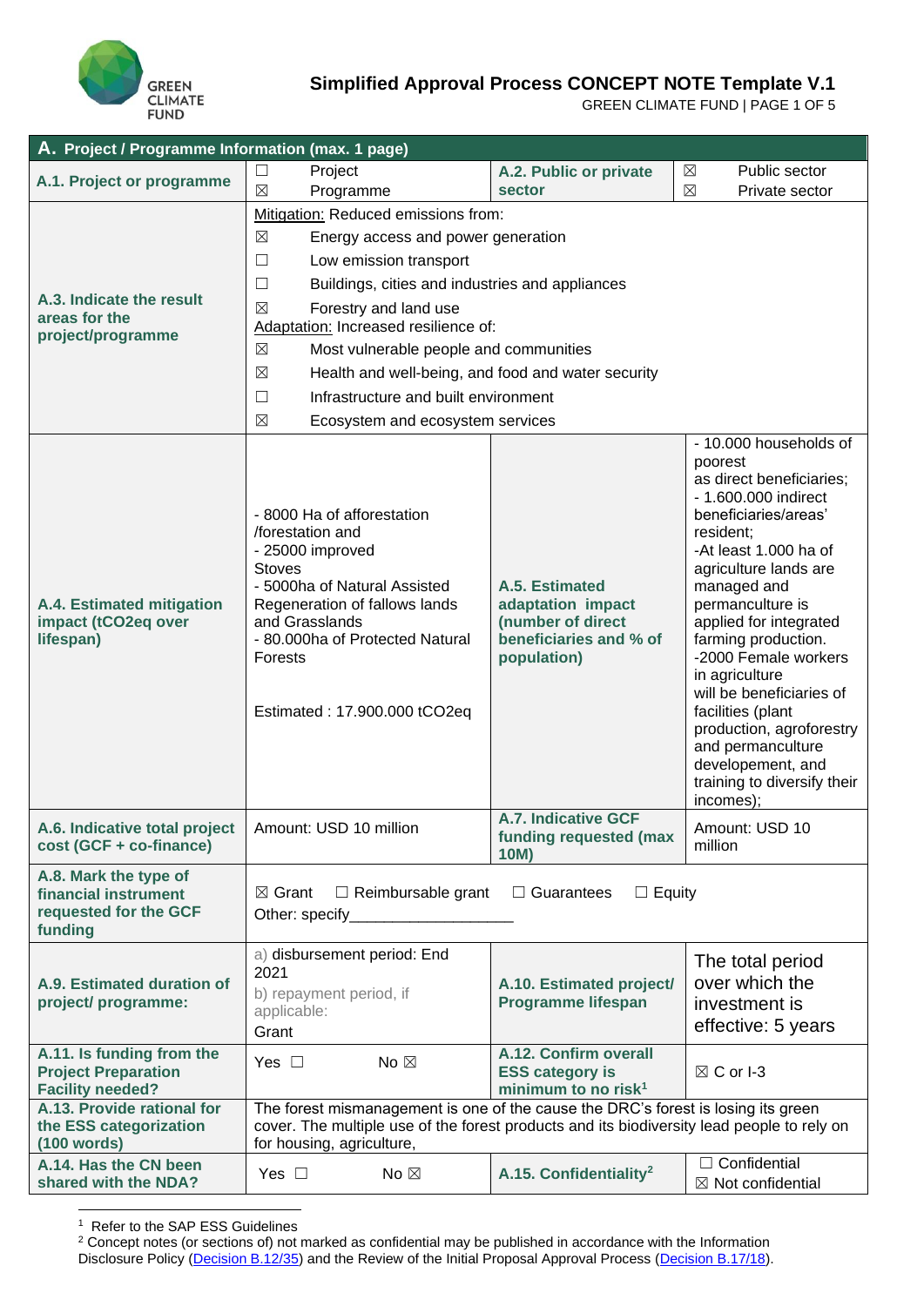# Simplified Approval Process CONCEPT NOTE Template V.1

| A. Project / Programme Information (max. 1 page) | | | |
|---|---|---|---|
| **A.1. Project or programme** | ☐ Project<br>☒ Programme | **A.2. Public or private sector** | ☒ Public sector<br>☒ Private sector |
| **A.3. Indicate the result areas for the project/programme** | Mitigation: Reduced emissions from:<br>☒ Energy access and power generation<br>☐ Low emission transport<br>☐ Buildings, cities and industries and appliances<br>☒ Forestry and land use<br>Adaptation: Increased resilience of:<br>☒ Most vulnerable people and communities<br>☒ Health and well-being, and food and water security<br>☐ Infrastructure and built environment<br>☒ Ecosystem and ecosystem services | | |
| **A.4. Estimated mitigation impact (tCO2eq over lifespan)** | - 8000 Ha of afforestation /forestation and<br>- 25000 improved Stoves<br>- 5000ha of Natural Assisted Regeneration of fallows lands and Grasslands<br>- 80.000ha of Protected Natural Forests<br><br>Estimated : 17.900.000 tCO2eq | **A.5. Estimated adaptation impact (number of direct beneficiaries and % of population)** | - 10.000 households of poorest as direct beneficiaries;<br>- 1.600.000 indirect beneficiaries/areas' resident;<br>-At least 1.000 ha of agriculture lands are managed and permanculture is applied for integrated farming production.<br>-2000 Female workers in agriculture will be beneficiaries of facilities (plant production, agroforestry and permanculture developement, and training to diversify their incomes); |
| **A.6. Indicative total project cost (GCF + co-finance)** | Amount: USD 10 million | **A.7. Indicative GCF funding requested (max 10M)** | Amount: USD 10 million |
| **A.8. Mark the type of financial instrument requested for the GCF funding** | ☒ Grant ☐ Reimbursable grant ☐ Guarantees ☐ Equity<br>Other: specify___________________ | | |
| **A.9. Estimated duration of project/ programme:** | a) disbursement period: End 2021<br>b) repayment period, if applicable:<br>Grant | **A.10. Estimated project/ Programme lifespan** | The total period over which the investment is effective: 5 years |
| **A.11. Is funding from the Project Preparation Facility needed?** | Yes ☐ No ☒ | **A.12. Confirm overall ESS category is minimum to no risk[1]** | ☒ C or I-3 |
| **A.13. Provide rational for the ESS categorization (100 words)** | The forest mismanagement is one of the cause the DRC's forest is losing its green cover. The multiple use of the forest products and its biodiversity lead people to rely on for housing, agriculture, | | |
| **A.14. Has the CN been shared with the NDA?** | Yes ☐ No ☒ | **A.15. Confidentiality[2]** | ☐ Confidential<br>☒ Not confidential |

[1] Refer to the SAP ESS Guidelines

[2] Concept notes (or sections of) not marked as confidential may be published in accordance with the Information Disclosure Policy (Decision B.12/35) and the Review of the Initial Proposal Approval Process (Decision B.17/18).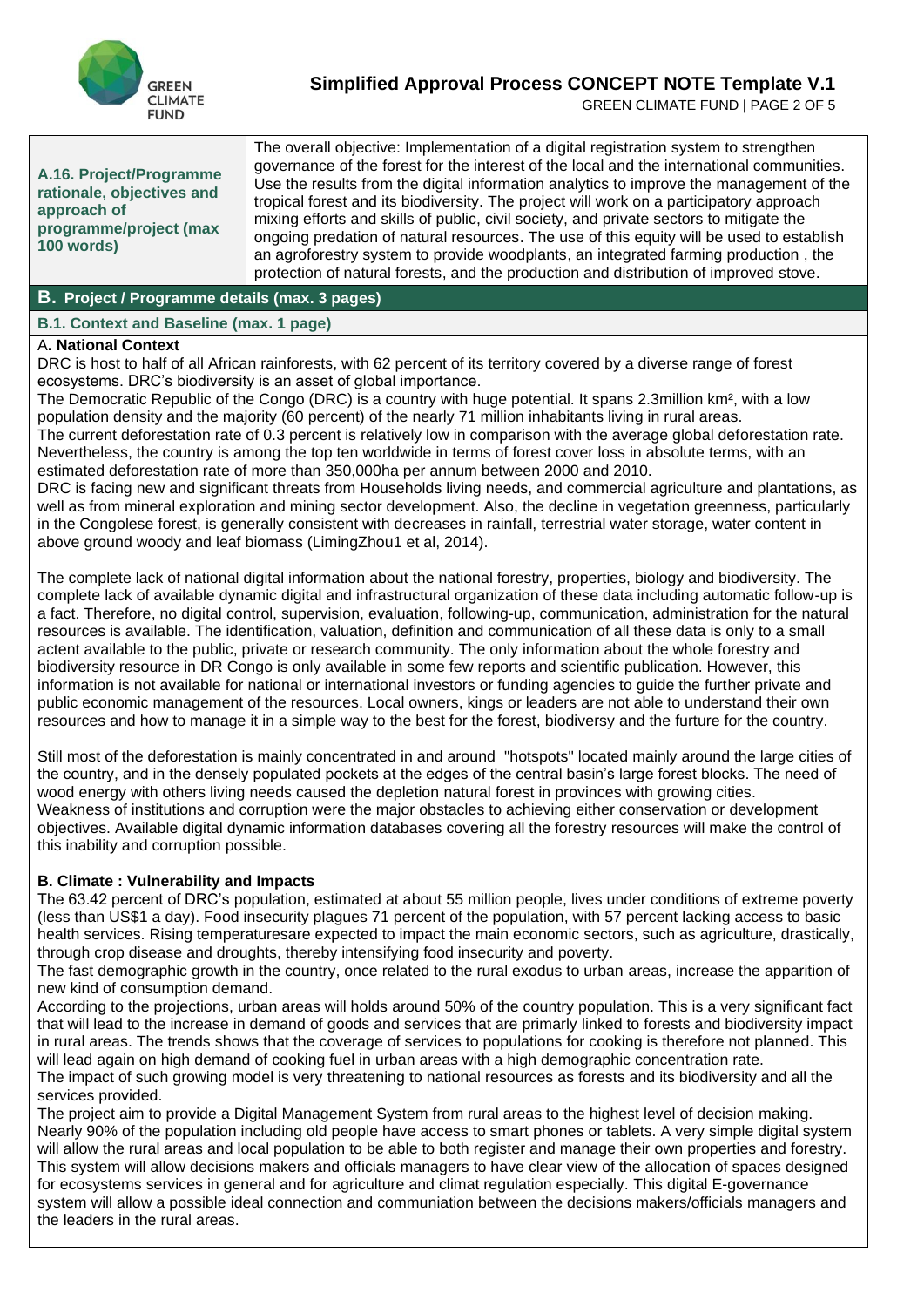| **A.16. Project/Programme rationale, objectives and approach of programme/project (max 100 words)** | The overall objective: Implementation of a digital registration system to strengthen governance of the forest for the interest of the local and the international communities. Use the results from the digital information analytics to improve the management of the tropical forest and its biodiversity. The project will work on a participatory approach mixing efforts and skills of public, civil society, and private sectors to mitigate the ongoing predation of natural resources. The use of this equity will be used to establish an agroforestry system to provide woodplants, an integrated farming production , the protection of natural forests, and the production and distribution of improved stove. |
|---|---|

## B. Project / Programme details (max. 3 pages)

### B.1. Context and Baseline (max. 1 page)

**A. National Context**

DRC is host to half of all African rainforests, with 62 percent of its territory covered by a diverse range of forest ecosystems. DRC's biodiversity is an asset of global importance.

The Democratic Republic of the Congo (DRC) is a country with huge potential. It spans 2.3million km², with a low population density and the majority (60 percent) of the nearly 71 million inhabitants living in rural areas.

The current deforestation rate of 0.3 percent is relatively low in comparison with the average global deforestation rate. Nevertheless, the country is among the top ten worldwide in terms of forest cover loss in absolute terms, with an estimated deforestation rate of more than 350,000ha per annum between 2000 and 2010.

DRC is facing new and significant threats from Households living needs, and commercial agriculture and plantations, as well as from mineral exploration and mining sector development. Also, the decline in vegetation greenness, particularly in the Congolese forest, is generally consistent with decreases in rainfall, terrestrial water storage, water content in above ground woody and leaf biomass (LimingZhou1 et al, 2014).

The complete lack of national digital information about the national forestry, properties, biology and biodiversity. The complete lack of available dynamic digital and infrastructural organization of these data including automatic follow-up is a fact. Therefore, no digital control, supervision, evaluation, following-up, communication, administration for the natural resources is available. The identification, valuation, definition and communication of all these data is only to a small actent available to the public, private or research community. The only information about the whole forestry and biodiversity resource in DR Congo is only available in some few reports and scientific publication. However, this information is not available for national or international investors or funding agencies to guide the further private and public economic management of the resources. Local owners, kings or leaders are not able to understand their own resources and how to manage it in a simple way to the best for the forest, biodiversy and the furture for the country.

Still most of the deforestation is mainly concentrated in and around "hotspots" located mainly around the large cities of the country, and in the densely populated pockets at the edges of the central basin's large forest blocks. The need of wood energy with others living needs caused the depletion natural forest in provinces with growing cities.

Weakness of institutions and corruption were the major obstacles to achieving either conservation or development objectives. Available digital dynamic information databases covering all the forestry resources will make the control of this inability and corruption possible.

**B. Climate : Vulnerability and Impacts**

The 63.42 percent of DRC's population, estimated at about 55 million people, lives under conditions of extreme poverty (less than US$1 a day). Food insecurity plagues 71 percent of the population, with 57 percent lacking access to basic health services. Rising temperaturesare expected to impact the main economic sectors, such as agriculture, drastically, through crop disease and droughts, thereby intensifying food insecurity and poverty.

The fast demographic growth in the country, once related to the rural exodus to urban areas, increase the apparition of new kind of consumption demand.

According to the projections, urban areas will holds around 50% of the country population. This is a very significant fact that will lead to the increase in demand of goods and services that are primarly linked to forests and biodiversity impact in rural areas. The trends shows that the coverage of services to populations for cooking is therefore not planned. This will lead again on high demand of cooking fuel in urban areas with a high demographic concentration rate.

The impact of such growing model is very threatening to national resources as forests and its biodiversity and all the services provided.

The project aim to provide a Digital Management System from rural areas to the highest level of decision making. Nearly 90% of the population including old people have access to smart phones or tablets. A very simple digital system will allow the rural areas and local population to be able to both register and manage their own properties and forestry. This system will allow decisions makers and officials managers to have clear view of the allocation of spaces designed for ecosystems services in general and for agriculture and climat regulation especially. This digital E-governance system will allow a possible ideal connection and communiation between the decisions makers/officials managers and the leaders in the rural areas.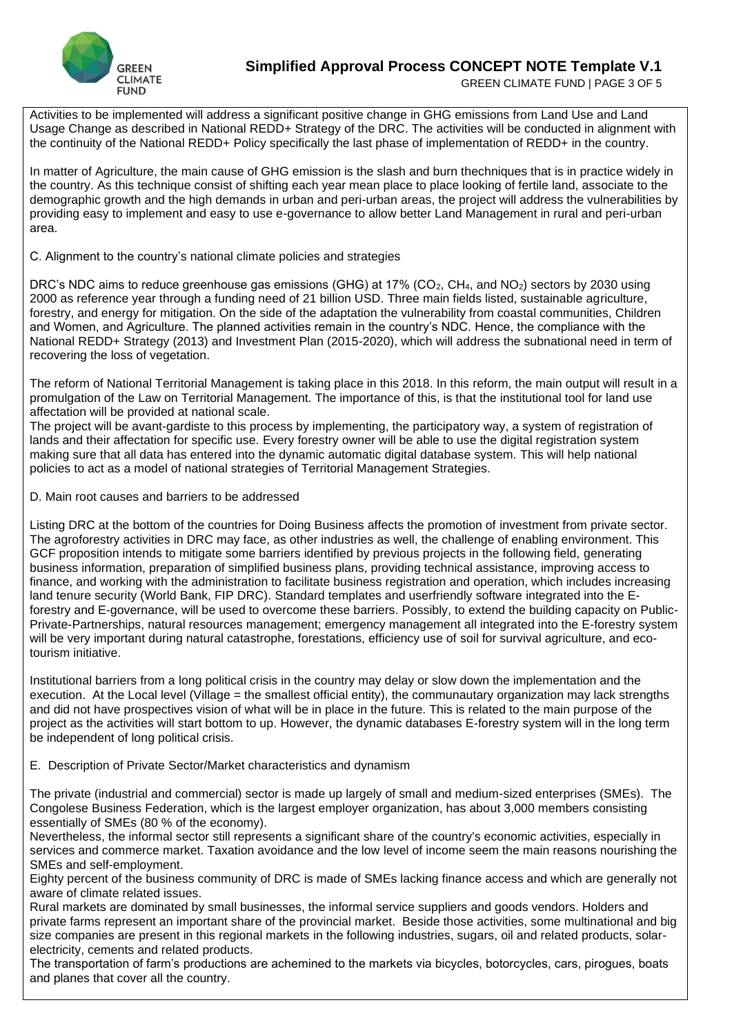Activities to be implemented will address a significant positive change in GHG emissions from Land Use and Land Usage Change as described in National REDD+ Strategy of the DRC. The activities will be conducted in alignment with the continuity of the National REDD+ Policy specifically the last phase of implementation of REDD+ in the country.

In matter of Agriculture, the main cause of GHG emission is the slash and burn thechniques that is in practice widely in the country. As this technique consist of shifting each year mean place to place looking of fertile land, associate to the demographic growth and the high demands in urban and peri-urban areas, the project will address the vulnerabilities by providing easy to implement and easy to use e-governance to allow better Land Management in rural and peri-urban area.

C. Alignment to the country's national climate policies and strategies

DRC's NDC aims to reduce greenhouse gas emissions (GHG) at 17% ($CO_2$, $CH_4$, and $NO_2$) sectors by 2030 using 2000 as reference year through a funding need of 21 billion USD. Three main fields listed, sustainable agriculture, forestry, and energy for mitigation. On the side of the adaptation the vulnerability from coastal communities, Children and Women, and Agriculture. The planned activities remain in the country's NDC. Hence, the compliance with the National REDD+ Strategy (2013) and Investment Plan (2015-2020), which will address the subnational need in term of recovering the loss of vegetation.

The reform of National Territorial Management is taking place in this 2018. In this reform, the main output will result in a promulgation of the Law on Territorial Management. The importance of this, is that the institutional tool for land use affectation will be provided at national scale.
The project will be avant-gardiste to this process by implementing, the participatory way, a system of registration of lands and their affectation for specific use. Every forestry owner will be able to use the digital registration system making sure that all data has entered into the dynamic automatic digital database system. This will help national policies to act as a model of national strategies of Territorial Management Strategies.

D. Main root causes and barriers to be addressed

Listing DRC at the bottom of the countries for Doing Business affects the promotion of investment from private sector. The agroforestry activities in DRC may face, as other industries as well, the challenge of enabling environment. This GCF proposition intends to mitigate some barriers identified by previous projects in the following field, generating business information, preparation of simplified business plans, providing technical assistance, improving access to finance, and working with the administration to facilitate business registration and operation, which includes increasing land tenure security (World Bank, FIP DRC). Standard templates and userfriendly software integrated into the E-forestry and E-governance, will be used to overcome these barriers. Possibly, to extend the building capacity on Public-Private-Partnerships, natural resources management; emergency management all integrated into the E-forestry system will be very important during natural catastrophe, forestations, efficiency use of soil for survival agriculture, and eco-tourism initiative.

Institutional barriers from a long political crisis in the country may delay or slow down the implementation and the execution. At the Local level (Village = the smallest official entity), the communautary organization may lack strengths and did not have prospectives vision of what will be in place in the future. This is related to the main purpose of the project as the activities will start bottom to up. However, the dynamic databases E-forestry system will in the long term be independent of long political crisis.

E. Description of Private Sector/Market characteristics and dynamism

The private (industrial and commercial) sector is made up largely of small and medium-sized enterprises (SMEs). The Congolese Business Federation, which is the largest employer organization, has about 3,000 members consisting essentially of SMEs (80 % of the economy).
Nevertheless, the informal sector still represents a significant share of the country's economic activities, especially in services and commerce market. Taxation avoidance and the low level of income seem the main reasons nourishing the SMEs and self-employment.
Eighty percent of the business community of DRC is made of SMEs lacking finance access and which are generally not aware of climate related issues.
Rural markets are dominated by small businesses, the informal service suppliers and goods vendors. Holders and private farms represent an important share of the provincial market. Beside those activities, some multinational and big size companies are present in this regional markets in the following industries, sugars, oil and related products, solar-electricity, cements and related products.
The transportation of farm's productions are achemined to the markets via bicycles, botorcycles, cars, pirogues, boats and planes that cover all the country.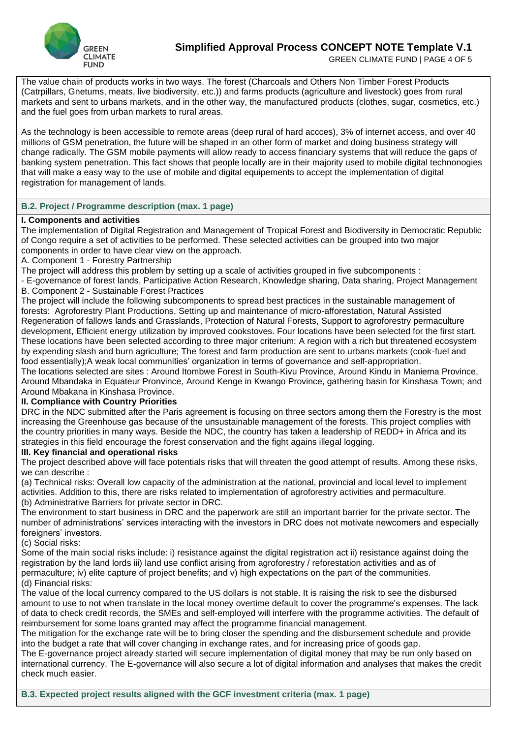The value chain of products works in two ways. The forest (Charcoals and Others Non Timber Forest Products (Catrpillars, Gnetums, meats, live biodiversity, etc.)) and farms products (agriculture and livestock) goes from rural markets and sent to urbans markets, and in the other way, the manufactured products (clothes, sugar, cosmetics, etc.) and the fuel goes from urban markets to rural areas.

As the technology is been accessible to remote areas (deep rural of hard accces), 3% of internet access, and over 40 millions of GSM penetration, the future will be shaped in an other form of market and doing business strategy will change radically. The GSM mobile payments will allow ready to access financiary systems that will reduce the gaps of banking system penetration. This fact shows that people locally are in their majority used to mobile digital technonogies that will make a easy way to the use of mobile and digital equipements to accept the implementation of digital registration for management of lands.

## B.2. Project / Programme description (max. 1 page)

**I. Components and activities**

The implementation of Digital Registration and Management of Tropical Forest and Biodiversity in Democratic Republic of Congo require a set of activities to be performed. These selected activities can be grouped into two major components in order to have clear view on the approach.

A. Component 1 - Forestry Partnership

The project will address this problem by setting up a scale of activities grouped in five subcomponents :

- E-governance of forest lands, Participative Action Research, Knowledge sharing, Data sharing, Project Management

B. Component 2 - Sustainable Forest Practices

The project will include the following subcomponents to spread best practices in the sustainable management of forests: Agroforestry Plant Productions, Setting up and maintenance of micro-afforestation, Natural Assisted Regeneration of fallows lands and Grasslands, Protection of Natural Forests, Support to agroforestry permaculture development, Efficient energy utilization by improved cookstoves. Four locations have been selected for the first start. These locations have been selected according to three major criterium: A region with a rich but threatened ecosystem by expending slash and burn agriculture; The forest and farm production are sent to urbans markets (cook-fuel and food essentially);A weak local communities' organization in terms of governance and self-appropriation.

The locations selected are sites : Around Itombwe Forest in South-Kivu Province, Around Kindu in Maniema Province, Around Mbandaka in Equateur Pronvince, Around Kenge in Kwango Province, gathering basin for Kinshasa Town; and Around Mbakana in Kinshasa Province.

**II. Compliance with Country Priorities**

DRC in the NDC submitted after the Paris agreement is focusing on three sectors among them the Forestry is the most increasing the Greenhouse gas because of the unsustainable management of the forests. This project complies with the country priorities in many ways. Beside the NDC, the country has taken a leadership of REDD+ in Africa and its strategies in this field encourage the forest conservation and the fight agains illegal logging.

**III. Key financial and operational risks**

The project described above will face potentials risks that will threaten the good attempt of results. Among these risks, we can describe :

(a) Technical risks: Overall low capacity of the administration at the national, provincial and local level to implement activities. Addition to this, there are risks related to implementation of agroforestry activities and permaculture.

(b) Administrative Barriers for private sector in DRC.

The environment to start business in DRC and the paperwork are still an important barrier for the private sector. The number of administrations' services interacting with the investors in DRC does not motivate newcomers and especially foreigners' investors.

(c) Social risks:

Some of the main social risks include: i) resistance against the digital registration act ii) resistance against doing the registration by the land lords iii) land use conflict arising from agroforestry / reforestation activities and as of permaculture; iv) elite capture of project benefits; and v) high expectations on the part of the communities.

(d) Financial risks:

The value of the local currency compared to the US dollars is not stable. It is raising the risk to see the disbursed amount to use to not when translate in the local money overtime default to cover the programme's expenses. The lack of data to check credit records, the SMEs and self-employed will interfere with the programme activities. The default of reimbursement for some loans granted may affect the programme financial management.

The mitigation for the exchange rate will be to bring closer the spending and the disbursement schedule and provide into the budget a rate that will cover changing in exchange rates, and for increasing price of goods gap.

The E-governance project already started will secure implementation of digital money that may be run only based on international currency. The E-governance will also secure a lot of digital information and analyses that makes the credit check much easier.

## B.3. Expected project results aligned with the GCF investment criteria (max. 1 page)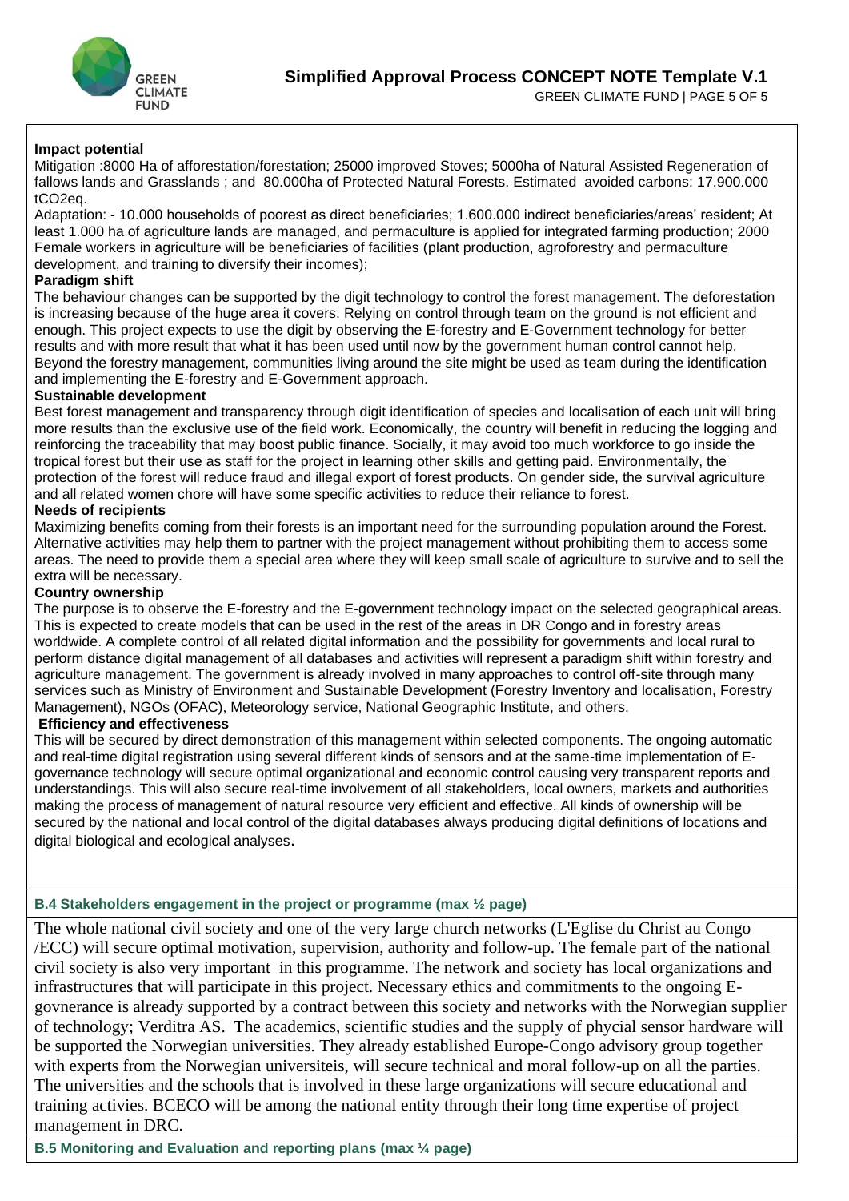**Impact potential**

Mitigation :8000 Ha of afforestation/forestation; 25000 improved Stoves; 5000ha of Natural Assisted Regeneration of fallows lands and Grasslands ; and 80.000ha of Protected Natural Forests. Estimated avoided carbons: 17.900.000 $tCO_2eq$.

Adaptation: - 10.000 households of poorest as direct beneficiaries; 1.600.000 indirect beneficiaries/areas' resident; At least 1.000 ha of agriculture lands are managed, and permaculture is applied for integrated farming production; 2000 Female workers in agriculture will be beneficiaries of facilities (plant production, agroforestry and permaculture development, and training to diversify their incomes);

**Paradigm shift**

The behaviour changes can be supported by the digit technology to control the forest management. The deforestation is increasing because of the huge area it covers. Relying on control through team on the ground is not efficient and enough. This project expects to use the digit by observing the E-forestry and E-Government technology for better results and with more result that what it has been used until now by the government human control cannot help. Beyond the forestry management, communities living around the site might be used as team during the identification and implementing the E-forestry and E-Government approach.

**Sustainable development**

Best forest management and transparency through digit identification of species and localisation of each unit will bring more results than the exclusive use of the field work. Economically, the country will benefit in reducing the logging and reinforcing the traceability that may boost public finance. Socially, it may avoid too much workforce to go inside the tropical forest but their use as staff for the project in learning other skills and getting paid. Environmentally, the protection of the forest will reduce fraud and illegal export of forest products. On gender side, the survival agriculture and all related women chore will have some specific activities to reduce their reliance to forest.

**Needs of recipients**

Maximizing benefits coming from their forests is an important need for the surrounding population around the Forest. Alternative activities may help them to partner with the project management without prohibiting them to access some areas. The need to provide them a special area where they will keep small scale of agriculture to survive and to sell the extra will be necessary.

**Country ownership**

The purpose is to observe the E-forestry and the E-government technology impact on the selected geographical areas. This is expected to create models that can be used in the rest of the areas in DR Congo and in forestry areas worldwide. A complete control of all related digital information and the possibility for governments and local rural to perform distance digital management of all databases and activities will represent a paradigm shift within forestry and agriculture management. The government is already involved in many approaches to control off-site through many services such as Ministry of Environment and Sustainable Development (Forestry Inventory and localisation, Forestry Management), NGOs (OFAC), Meteorology service, National Geographic Institute, and others.

**Efficiency and effectiveness**

This will be secured by direct demonstration of this management within selected components. The ongoing automatic and real-time digital registration using several different kinds of sensors and at the same-time implementation of E-governance technology will secure optimal organizational and economic control causing very transparent reports and understandings. This will also secure real-time involvement of all stakeholders, local owners, markets and authorities making the process of management of natural resource very efficient and effective. All kinds of ownership will be secured by the national and local control of the digital databases always producing digital definitions of locations and digital biological and ecological analyses.

**B.4 Stakeholders engagement in the project or programme (max ½ page)**

The whole national civil society and one of the very large church networks (L'Eglise du Christ au Congo /ECC) will secure optimal motivation, supervision, authority and follow-up. The female part of the national civil society is also very important in this programme. The network and society has local organizations and infrastructures that will participate in this project. Necessary ethics and commitments to the ongoing E-govnerance is already supported by a contract between this society and networks with the Norwegian supplier of technology; Verditra AS. The academics, scientific studies and the supply of phycial sensor hardware will be supported the Norwegian universities. They already established Europe-Congo advisory group together with experts from the Norwegian universiteis, will secure technical and moral follow-up on all the parties. The universities and the schools that is involved in these large organizations will secure educational and training activies. BCECO will be among the national entity through their long time expertise of project management in DRC.

**B.5 Monitoring and Evaluation and reporting plans (max ¼ page)**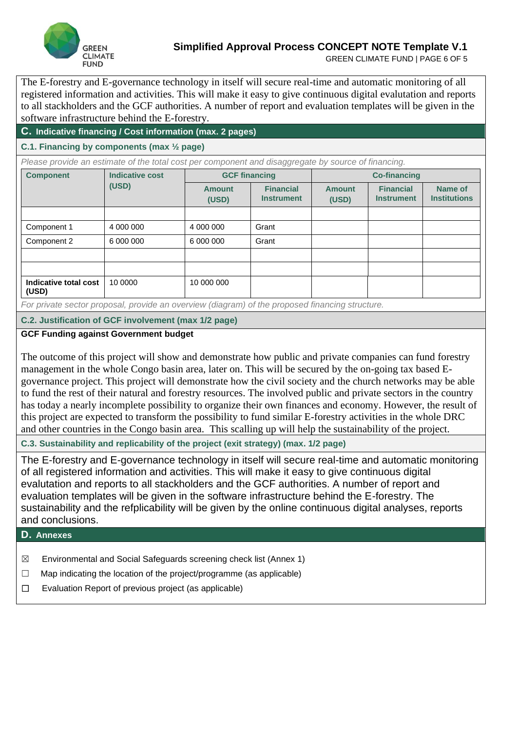The E-forestry and E-governance technology in itself will secure real-time and automatic monitoring of all registered information and activities. This will make it easy to give continuous digital evalutation and reports to all stackholders and the GCF authorities. A number of report and evaluation templates will be given in the software infrastructure behind the E-forestry.

## C. Indicative financing / Cost information (max. 2 pages)

### C.1. Financing by components (max ½ page)

*Please provide an estimate of the total cost per component and disaggregate by source of financing.*

| Component | Indicative cost (USD) | GCF financing | | Co-financing | | |
|---|---|---|---|---|---|---|
| | | Amount (USD) | Financial Instrument | Amount (USD) | Financial Instrument | Name of Institutions |
| | | | | | | |
| Component 1 | 4 000 000 | 4 000 000 | Grant | | | |
| Component 2 | 6 000 000 | 6 000 000 | Grant | | | |
| | | | | | | |
| | | | | | | |
| **Indicative total cost (USD)** | 10 0000 | 10 000 000 | | | | |

*For private sector proposal, provide an overview (diagram) of the proposed financing structure.*

### C.2. Justification of GCF involvement (max 1/2 page)

**GCF Funding against Government budget**

The outcome of this project will show and demonstrate how public and private companies can fund forestry management in the whole Congo basin area, later on. This will be secured by the on-going tax based E-governance project. This project will demonstrate how the civil society and the church networks may be able to fund the rest of their natural and forestry resources. The involved public and private sectors in the country has today a nearly incomplete possibility to organize their own finances and economy. However, the result of this project are expected to transform the possibility to fund similar E-forestry activities in the whole DRC and other countries in the Congo basin area. This scalling up will help the sustainability of the project.

### C.3. Sustainability and replicability of the project (exit strategy) (max. 1/2 page)

The E-forestry and E-governance technology in itself will secure real-time and automatic monitoring of all registered information and activities. This will make it easy to give continuous digital evalutation and reports to all stackholders and the GCF authorities. A number of report and evaluation templates will be given in the software infrastructure behind the E-forestry. The sustainability and the refplicability will be given by the online continuous digital analyses, reports and conclusions.

## D. Annexes

- ☒ Environmental and Social Safeguards screening check list (Annex 1)
- ☐ Map indicating the location of the project/programme (as applicable)
- ☐ Evaluation Report of previous project (as applicable)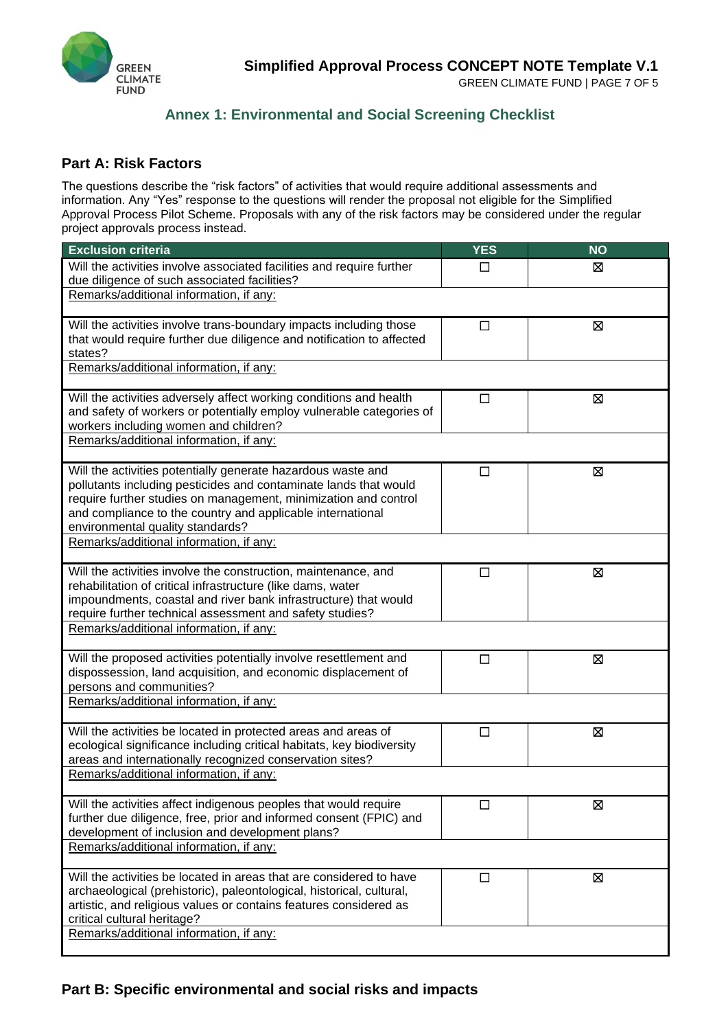## Annex 1: Environmental and Social Screening Checklist

### Part A: Risk Factors

The questions describe the "risk factors" of activities that would require additional assessments and information. Any "Yes" response to the questions will render the proposal not eligible for the Simplified Approval Process Pilot Scheme. Proposals with any of the risk factors may be considered under the regular project approvals process instead.

| Exclusion criteria | YES | NO |
|---|---|---|
| Will the activities involve associated facilities and require further due diligence of such associated facilities? | ☐ | ☒ |
| Remarks/additional information, if any: | | |
| Will the activities involve trans-boundary impacts including those that would require further due diligence and notification to affected states? | ☐ | ☒ |
| Remarks/additional information, if any: | | |
| Will the activities adversely affect working conditions and health and safety of workers or potentially employ vulnerable categories of workers including women and children? | ☐ | ☒ |
| Remarks/additional information, if any: | | |
| Will the activities potentially generate hazardous waste and pollutants including pesticides and contaminate lands that would require further studies on management, minimization and control and compliance to the country and applicable international environmental quality standards? | ☐ | ☒ |
| Remarks/additional information, if any: | | |
| Will the activities involve the construction, maintenance, and rehabilitation of critical infrastructure (like dams, water impoundments, coastal and river bank infrastructure) that would require further technical assessment and safety studies? | ☐ | ☒ |
| Remarks/additional information, if any: | | |
| Will the proposed activities potentially involve resettlement and dispossession, land acquisition, and economic displacement of persons and communities? | ☐ | ☒ |
| Remarks/additional information, if any: | | |
| Will the activities be located in protected areas and areas of ecological significance including critical habitats, key biodiversity areas and internationally recognized conservation sites? | ☐ | ☒ |
| Remarks/additional information, if any: | | |
| Will the activities affect indigenous peoples that would require further due diligence, free, prior and informed consent (FPIC) and development of inclusion and development plans? | ☐ | ☒ |
| Remarks/additional information, if any: | | |
| Will the activities be located in areas that are considered to have archaeological (prehistoric), paleontological, historical, cultural, artistic, and religious values or contains features considered as critical cultural heritage? | ☐ | ☒ |
| Remarks/additional information, if any: | | |

### Part B: Specific environmental and social risks and impacts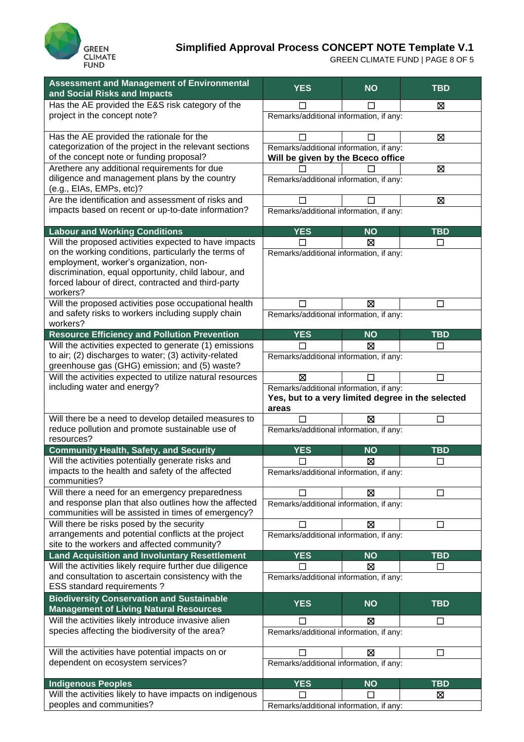| Assessment and Management of Environmental and Social Risks and Impacts | YES | NO | TBD |
|---|---|---|---|
| Has the AE provided the E&S risk category of the project in the concept note? | ☐ | ☐ | ☒ |
| | Remarks/additional information, if any: | | |
| Has the AE provided the rationale for the categorization of the project in the relevant sections of the concept note or funding proposal? | ☐ | ☐ | ☒ |
| | Remarks/additional information, if any: **Will be given by the Bceco office** | | |
| Arethere any additional requirements for due diligence and management plans by the country (e.g., EIAs, EMPs, etc)? | ☐ | ☐ | ☒ |
| | Remarks/additional information, if any: | | |
| Are the identification and assessment of risks and impacts based on recent or up-to-date information? | ☐ | ☐ | ☒ |
| | Remarks/additional information, if any: | | |
| **Labour and Working Conditions** | **YES** | **NO** | **TBD** |
| Will the proposed activities expected to have impacts on the working conditions, particularly the terms of employment, worker's organization, non-discrimination, equal opportunity, child labour, and forced labour of direct, contracted and third-party workers? | ☐ | ☒ | ☐ |
| | Remarks/additional information, if any: | | |
| Will the proposed activities pose occupational health and safety risks to workers including supply chain workers? | ☐ | ☒ | ☐ |
| | Remarks/additional information, if any: | | |
| **Resource Efficiency and Pollution Prevention** | **YES** | **NO** | **TBD** |
| Will the activities expected to generate (1) emissions to air; (2) discharges to water; (3) activity-related greenhouse gas (GHG) emission; and (5) waste? | ☐ | ☒ | ☐ |
| | Remarks/additional information, if any: | | |
| Will the activities expected to utilize natural resources including water and energy? | ☒ | ☐ | ☐ |
| | Remarks/additional information, if any: **Yes, but to a very limited degree in the selected areas** | | |
| Will there be a need to develop detailed measures to reduce pollution and promote sustainable use of resources? | ☐ | ☒ | ☐ |
| | Remarks/additional information, if any: | | |
| **Community Health, Safety, and Security** | **YES** | **NO** | **TBD** |
| Will the activities potentially generate risks and impacts to the health and safety of the affected communities? | ☐ | ☒ | ☐ |
| | Remarks/additional information, if any: | | |
| Will there a need for an emergency preparedness and response plan that also outlines how the affected communities will be assisted in times of emergency? | ☐ | ☒ | ☐ |
| | Remarks/additional information, if any: | | |
| Will there be risks posed by the security arrangements and potential conflicts at the project site to the workers and affected community? | ☐ | ☒ | ☐ |
| | Remarks/additional information, if any: | | |
| **Land Acquisition and Involuntary Resettlement** | **YES** | **NO** | **TBD** |
| Will the activities likely require further due diligence and consultation to ascertain consistency with the ESS standard requirements ? | ☐ | ☒ | ☐ |
| | Remarks/additional information, if any: | | |
| **Biodiversity Conservation and Sustainable Management of Living Natural Resources** | **YES** | **NO** | **TBD** |
| Will the activities likely introduce invasive alien species affecting the biodiversity of the area? | ☐ | ☒ | ☐ |
| | Remarks/additional information, if any: | | |
| Will the activities have potential impacts on or dependent on ecosystem services? | ☐ | ☒ | ☐ |
| | Remarks/additional information, if any: | | |
| **Indigenous Peoples** | **YES** | **NO** | **TBD** |
| Will the activities likely to have impacts on indigenous peoples and communities? | ☐ | ☐ | ☒ |
| | Remarks/additional information, if any: | | |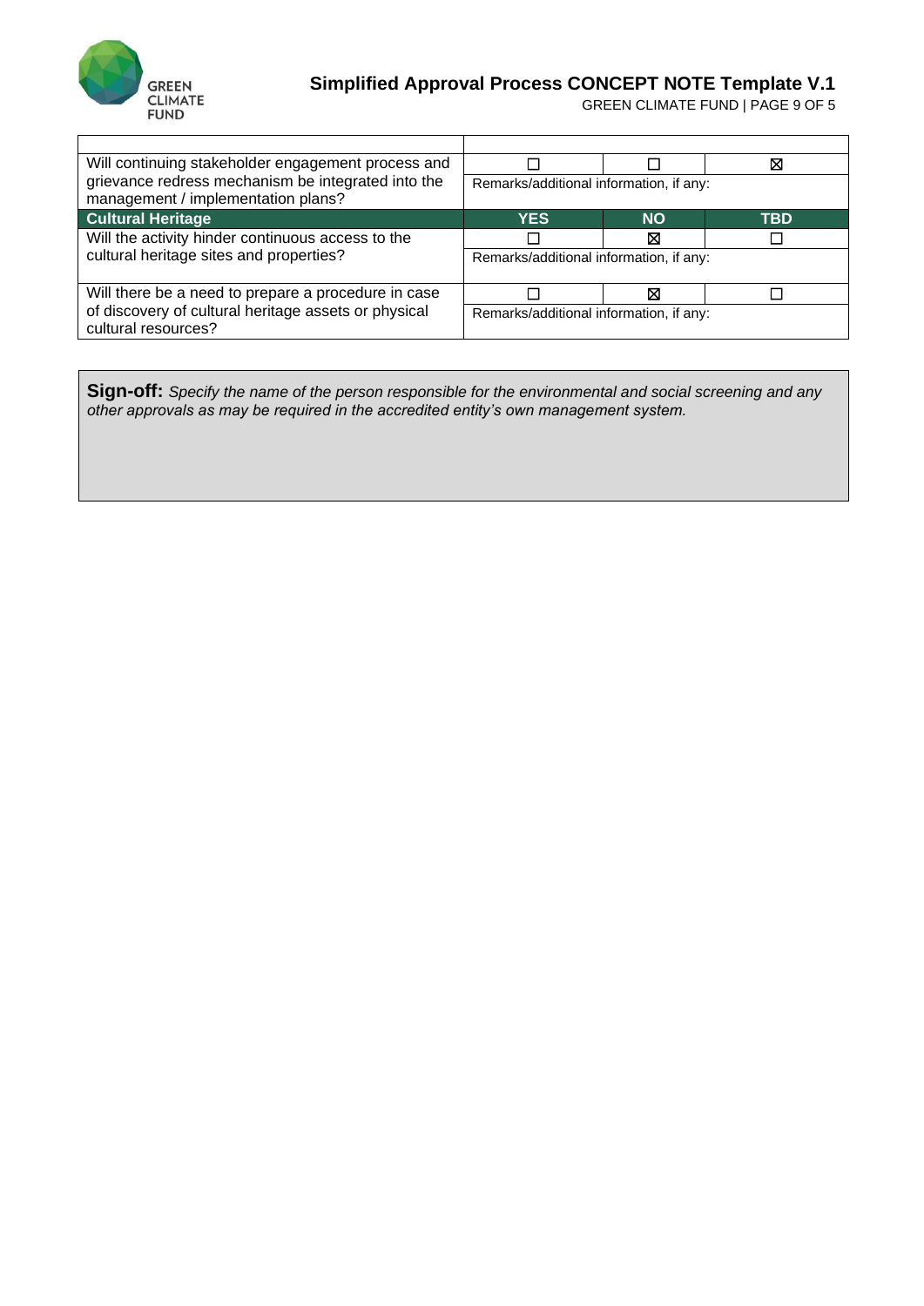| | | | |
|---|---|---|---|
| Will continuing stakeholder engagement process and grievance redress mechanism be integrated into the management / implementation plans? | ☐ | ☐ | ☒ |
| | Remarks/additional information, if any: | | |
| **Cultural Heritage** | **YES** | **NO** | **TBD** |
| Will the activity hinder continuous access to the cultural heritage sites and properties? | ☐ | ☒ | ☐ |
| | Remarks/additional information, if any: | | |
| Will there be a need to prepare a procedure in case of discovery of cultural heritage assets or physical cultural resources? | ☐ | ☒ | ☐ |
| | Remarks/additional information, if any: | | |

**Sign-off:** *Specify the name of the person responsible for the environmental and social screening and any other approvals as may be required in the accredited entity's own management system.*